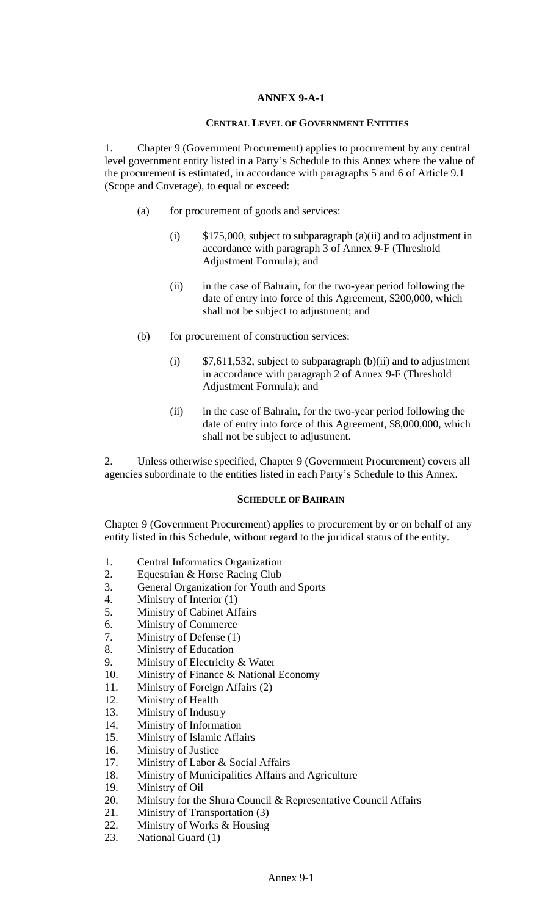# ANNEX 9-A-1

## CENTRAL LEVEL OF GOVERNMENT ENTITIES

1. Chapter 9 (Government Procurement) applies to procurement by any central level government entity listed in a Party's Schedule to this Annex where the value of the procurement is estimated, in accordance with paragraphs 5 and 6 of Article 9.1 (Scope and Coverage), to equal or exceed:

   (a) for procurement of goods and services:

      (i) $175,000, subject to subparagraph (a)(ii) and to adjustment in accordance with paragraph 3 of Annex 9-F (Threshold Adjustment Formula); and

      (ii) in the case of Bahrain, for the two-year period following the date of entry into force of this Agreement, $200,000, which shall not be subject to adjustment; and

   (b) for procurement of construction services:

      (i) $7,611,532, subject to subparagraph (b)(ii) and to adjustment in accordance with paragraph 2 of Annex 9-F (Threshold Adjustment Formula); and

      (ii) in the case of Bahrain, for the two-year period following the date of entry into force of this Agreement, $8,000,000, which shall not be subject to adjustment.

2. Unless otherwise specified, Chapter 9 (Government Procurement) covers all agencies subordinate to the entities listed in each Party's Schedule to this Annex.

### SCHEDULE OF BAHRAIN

Chapter 9 (Government Procurement) applies to procurement by or on behalf of any entity listed in this Schedule, without regard to the juridical status of the entity.

1. Central Informatics Organization
2. Equestrian & Horse Racing Club
3. General Organization for Youth and Sports
4. Ministry of Interior (1)
5. Ministry of Cabinet Affairs
6. Ministry of Commerce
7. Ministry of Defense (1)
8. Ministry of Education
9. Ministry of Electricity & Water
10. Ministry of Finance & National Economy
11. Ministry of Foreign Affairs (2)
12. Ministry of Health
13. Ministry of Industry
14. Ministry of Information
15. Ministry of Islamic Affairs
16. Ministry of Justice
17. Ministry of Labor & Social Affairs
18. Ministry of Municipalities Affairs and Agriculture
19. Ministry of Oil
20. Ministry for the Shura Council & Representative Council Affairs
21. Ministry of Transportation (3)
22. Ministry of Works & Housing
23. National Guard (1)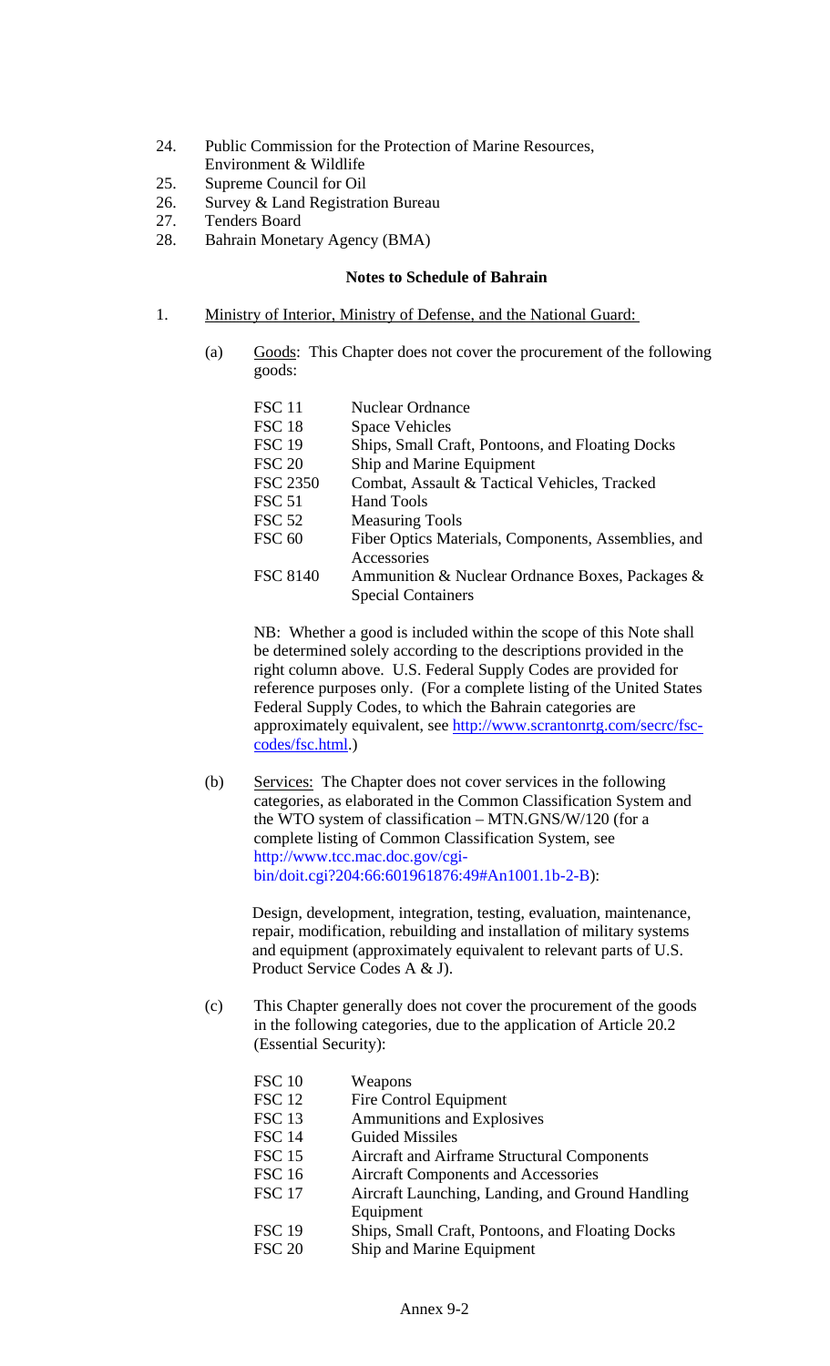24. Public Commission for the Protection of Marine Resources, Environment & Wildlife
25. Supreme Council for Oil
26. Survey & Land Registration Bureau
27. Tenders Board
28. Bahrain Monetary Agency (BMA)

**Notes to Schedule of Bahrain**

1. Ministry of Interior, Ministry of Defense, and the National Guard:

   (a) Goods: This Chapter does not cover the procurement of the following goods:

   | | |
   |---|---|
   | FSC 11 | Nuclear Ordnance |
   | FSC 18 | Space Vehicles |
   | FSC 19 | Ships, Small Craft, Pontoons, and Floating Docks |
   | FSC 20 | Ship and Marine Equipment |
   | FSC 2350 | Combat, Assault & Tactical Vehicles, Tracked |
   | FSC 51 | Hand Tools |
   | FSC 52 | Measuring Tools |
   | FSC 60 | Fiber Optics Materials, Components, Assemblies, and Accessories |
   | FSC 8140 | Ammunition & Nuclear Ordnance Boxes, Packages & Special Containers |

   NB: Whether a good is included within the scope of this Note shall be determined solely according to the descriptions provided in the right column above. U.S. Federal Supply Codes are provided for reference purposes only. (For a complete listing of the United States Federal Supply Codes, to which the Bahrain categories are approximately equivalent, see http://www.scrantonrtg.com/secrc/fsc-codes/fsc.html.)

   (b) Services: The Chapter does not cover services in the following categories, as elaborated in the Common Classification System and the WTO system of classification – MTN.GNS/W/120 (for a complete listing of Common Classification System, see http://www.tcc.mac.doc.gov/cgi-bin/doit.cgi?204:66:601961876:49#An1001.1b-2-B):

   Design, development, integration, testing, evaluation, maintenance, repair, modification, rebuilding and installation of military systems and equipment (approximately equivalent to relevant parts of U.S. Product Service Codes A & J).

   (c) This Chapter generally does not cover the procurement of the goods in the following categories, due to the application of Article 20.2 (Essential Security):

   | | |
   |---|---|
   | FSC 10 | Weapons |
   | FSC 12 | Fire Control Equipment |
   | FSC 13 | Ammunitions and Explosives |
   | FSC 14 | Guided Missiles |
   | FSC 15 | Aircraft and Airframe Structural Components |
   | FSC 16 | Aircraft Components and Accessories |
   | FSC 17 | Aircraft Launching, Landing, and Ground Handling Equipment |
   | FSC 19 | Ships, Small Craft, Pontoons, and Floating Docks |
   | FSC 20 | Ship and Marine Equipment |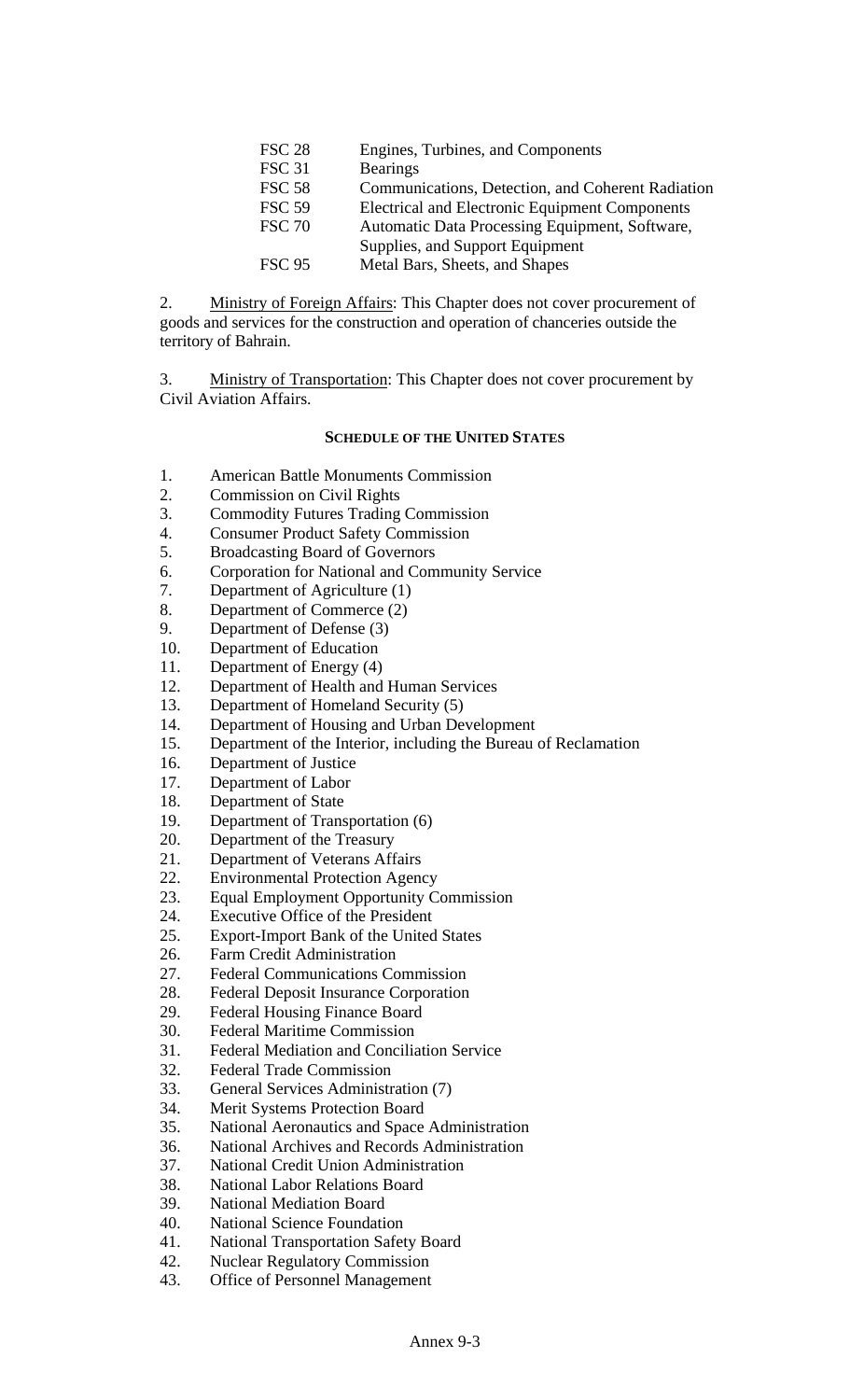| | |
|---|---|
| FSC 28 | Engines, Turbines, and Components |
| FSC 31 | Bearings |
| FSC 58 | Communications, Detection, and Coherent Radiation |
| FSC 59 | Electrical and Electronic Equipment Components |
| FSC 70 | Automatic Data Processing Equipment, Software, Supplies, and Support Equipment |
| FSC 95 | Metal Bars, Sheets, and Shapes |

2. Ministry of Foreign Affairs: This Chapter does not cover procurement of goods and services for the construction and operation of chanceries outside the territory of Bahrain.

3. Ministry of Transportation: This Chapter does not cover procurement by Civil Aviation Affairs.

**SCHEDULE OF THE UNITED STATES**

1. American Battle Monuments Commission
2. Commission on Civil Rights
3. Commodity Futures Trading Commission
4. Consumer Product Safety Commission
5. Broadcasting Board of Governors
6. Corporation for National and Community Service
7. Department of Agriculture (1)
8. Department of Commerce (2)
9. Department of Defense (3)
10. Department of Education
11. Department of Energy (4)
12. Department of Health and Human Services
13. Department of Homeland Security (5)
14. Department of Housing and Urban Development
15. Department of the Interior, including the Bureau of Reclamation
16. Department of Justice
17. Department of Labor
18. Department of State
19. Department of Transportation (6)
20. Department of the Treasury
21. Department of Veterans Affairs
22. Environmental Protection Agency
23. Equal Employment Opportunity Commission
24. Executive Office of the President
25. Export-Import Bank of the United States
26. Farm Credit Administration
27. Federal Communications Commission
28. Federal Deposit Insurance Corporation
29. Federal Housing Finance Board
30. Federal Maritime Commission
31. Federal Mediation and Conciliation Service
32. Federal Trade Commission
33. General Services Administration (7)
34. Merit Systems Protection Board
35. National Aeronautics and Space Administration
36. National Archives and Records Administration
37. National Credit Union Administration
38. National Labor Relations Board
39. National Mediation Board
40. National Science Foundation
41. National Transportation Safety Board
42. Nuclear Regulatory Commission
43. Office of Personnel Management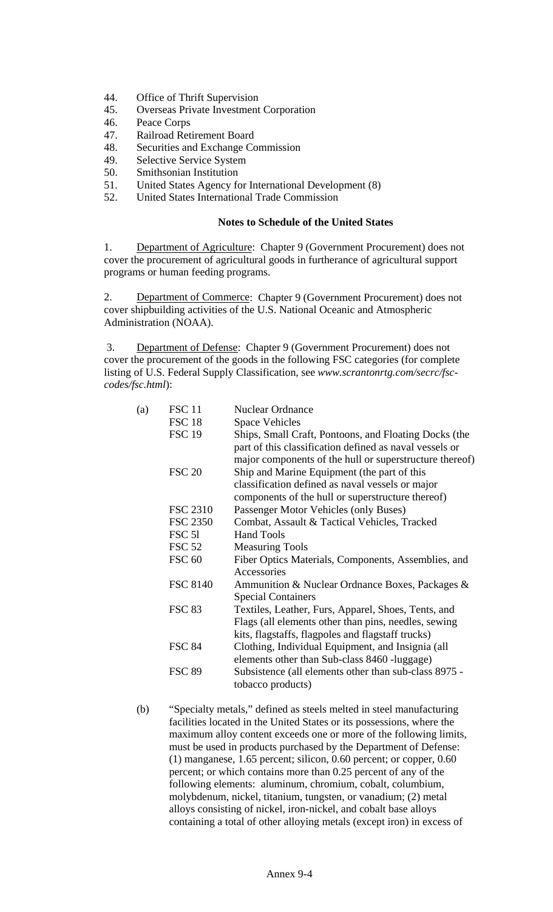44. Office of Thrift Supervision
45. Overseas Private Investment Corporation
46. Peace Corps
47. Railroad Retirement Board
48. Securities and Exchange Commission
49. Selective Service System
50. Smithsonian Institution
51. United States Agency for International Development (8)
52. United States International Trade Commission

**Notes to Schedule of the United States**

1. Department of Agriculture: Chapter 9 (Government Procurement) does not cover the procurement of agricultural goods in furtherance of agricultural support programs or human feeding programs.

2. Department of Commerce: Chapter 9 (Government Procurement) does not cover shipbuilding activities of the U.S. National Oceanic and Atmospheric Administration (NOAA).

3. Department of Defense: Chapter 9 (Government Procurement) does not cover the procurement of the goods in the following FSC categories (for complete listing of U.S. Federal Supply Classification, see *www.scrantonrtg.com/secrc/fsc-codes/fsc.html*):

(a)

| | |
|---|---|
| FSC 11 | Nuclear Ordnance |
| FSC 18 | Space Vehicles |
| FSC 19 | Ships, Small Craft, Pontoons, and Floating Docks (the part of this classification defined as naval vessels or major components of the hull or superstructure thereof) |
| FSC 20 | Ship and Marine Equipment (the part of this classification defined as naval vessels or major components of the hull or superstructure thereof) |
| FSC 2310 | Passenger Motor Vehicles (only Buses) |
| FSC 2350 | Combat, Assault & Tactical Vehicles, Tracked |
| FSC 5l | Hand Tools |
| FSC 52 | Measuring Tools |
| FSC 60 | Fiber Optics Materials, Components, Assemblies, and Accessories |
| FSC 8140 | Ammunition & Nuclear Ordnance Boxes, Packages & Special Containers |
| FSC 83 | Textiles, Leather, Furs, Apparel, Shoes, Tents, and Flags (all elements other than pins, needles, sewing kits, flagstaffs, flagpoles and flagstaff trucks) |
| FSC 84 | Clothing, Individual Equipment, and Insignia (all elements other than Sub-class 8460 -luggage) |
| FSC 89 | Subsistence (all elements other than sub-class 8975 - tobacco products) |

(b) "Specialty metals," defined as steels melted in steel manufacturing facilities located in the United States or its possessions, where the maximum alloy content exceeds one or more of the following limits, must be used in products purchased by the Department of Defense: (1) manganese, 1.65 percent; silicon, 0.60 percent; or copper, 0.60 percent; or which contains more than 0.25 percent of any of the following elements: aluminum, chromium, cobalt, columbium, molybdenum, nickel, titanium, tungsten, or vanadium; (2) metal alloys consisting of nickel, iron-nickel, and cobalt base alloys containing a total of other alloying metals (except iron) in excess of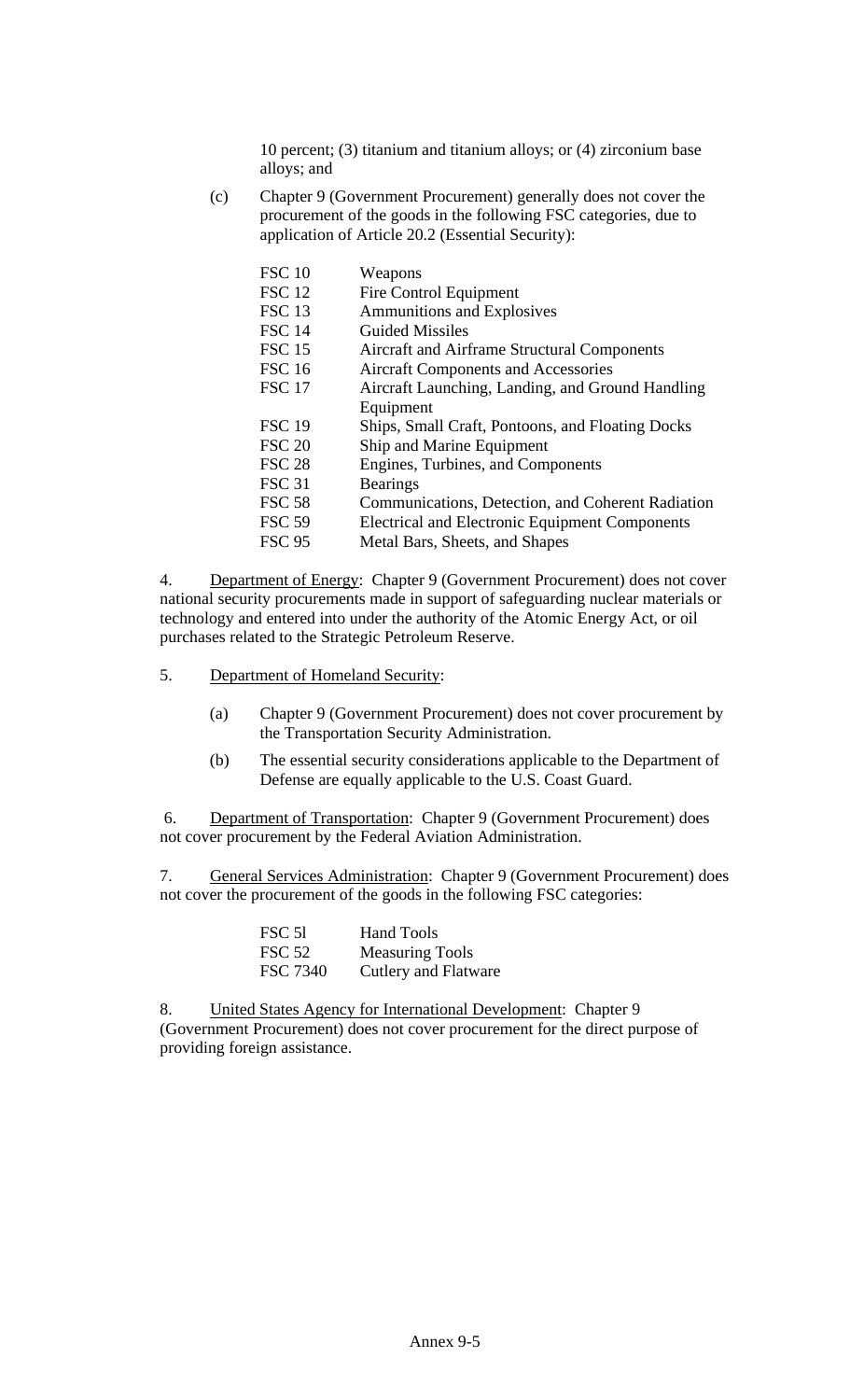10 percent; (3) titanium and titanium alloys; or (4) zirconium base alloys; and

(c) Chapter 9 (Government Procurement) generally does not cover the procurement of the goods in the following FSC categories, due to application of Article 20.2 (Essential Security):

| | |
|---|---|
| FSC 10 | Weapons |
| FSC 12 | Fire Control Equipment |
| FSC 13 | Ammunitions and Explosives |
| FSC 14 | Guided Missiles |
| FSC 15 | Aircraft and Airframe Structural Components |
| FSC 16 | Aircraft Components and Accessories |
| FSC 17 | Aircraft Launching, Landing, and Ground Handling Equipment |
| FSC 19 | Ships, Small Craft, Pontoons, and Floating Docks |
| FSC 20 | Ship and Marine Equipment |
| FSC 28 | Engines, Turbines, and Components |
| FSC 31 | Bearings |
| FSC 58 | Communications, Detection, and Coherent Radiation |
| FSC 59 | Electrical and Electronic Equipment Components |
| FSC 95 | Metal Bars, Sheets, and Shapes |

4. Department of Energy: Chapter 9 (Government Procurement) does not cover national security procurements made in support of safeguarding nuclear materials or technology and entered into under the authority of the Atomic Energy Act, or oil purchases related to the Strategic Petroleum Reserve.

5. Department of Homeland Security:

(a) Chapter 9 (Government Procurement) does not cover procurement by the Transportation Security Administration.

(b) The essential security considerations applicable to the Department of Defense are equally applicable to the U.S. Coast Guard.

6. Department of Transportation: Chapter 9 (Government Procurement) does not cover procurement by the Federal Aviation Administration.

7. General Services Administration: Chapter 9 (Government Procurement) does not cover the procurement of the goods in the following FSC categories:

| | |
|---|---|
| FSC 5l | Hand Tools |
| FSC 52 | Measuring Tools |
| FSC 7340 | Cutlery and Flatware |

8. United States Agency for International Development: Chapter 9 (Government Procurement) does not cover procurement for the direct purpose of providing foreign assistance.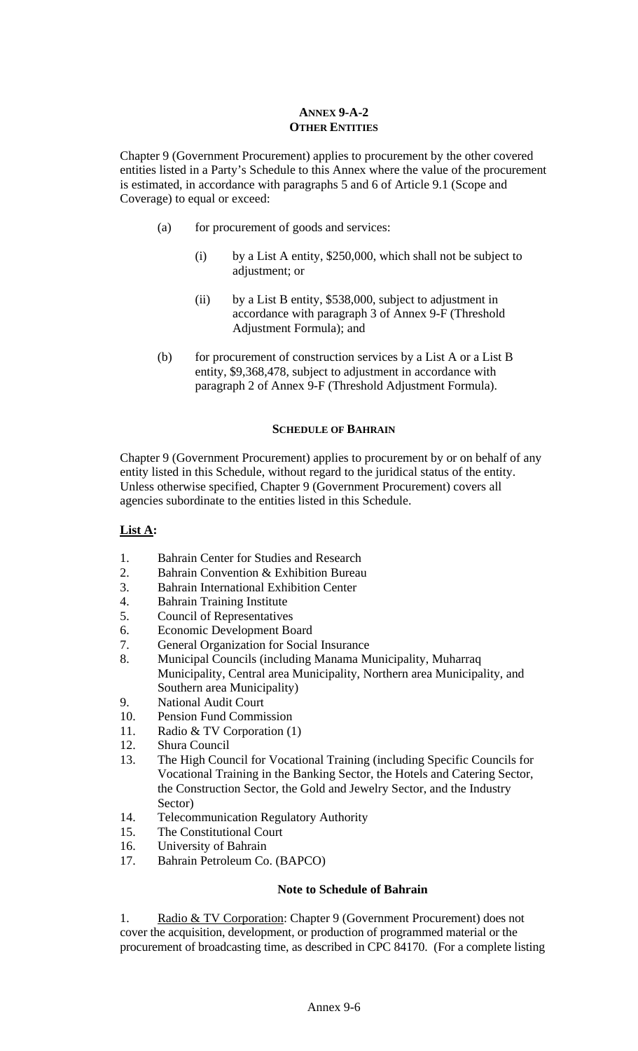# ANNEX 9-A-2
## OTHER ENTITIES

Chapter 9 (Government Procurement) applies to procurement by the other covered entities listed in a Party's Schedule to this Annex where the value of the procurement is estimated, in accordance with paragraphs 5 and 6 of Article 9.1 (Scope and Coverage) to equal or exceed:

(a) for procurement of goods and services:

(i) by a List A entity, $250,000, which shall not be subject to adjustment; or

(ii) by a List B entity, $538,000, subject to adjustment in accordance with paragraph 3 of Annex 9-F (Threshold Adjustment Formula); and

(b) for procurement of construction services by a List A or a List B entity, $9,368,478, subject to adjustment in accordance with paragraph 2 of Annex 9-F (Threshold Adjustment Formula).

### SCHEDULE OF BAHRAIN

Chapter 9 (Government Procurement) applies to procurement by or on behalf of any entity listed in this Schedule, without regard to the juridical status of the entity. Unless otherwise specified, Chapter 9 (Government Procurement) covers all agencies subordinate to the entities listed in this Schedule.

**List A:**

1. Bahrain Center for Studies and Research
2. Bahrain Convention & Exhibition Bureau
3. Bahrain International Exhibition Center
4. Bahrain Training Institute
5. Council of Representatives
6. Economic Development Board
7. General Organization for Social Insurance
8. Municipal Councils (including Manama Municipality, Muharraq Municipality, Central area Municipality, Northern area Municipality, and Southern area Municipality)
9. National Audit Court
10. Pension Fund Commission
11. Radio & TV Corporation (1)
12. Shura Council
13. The High Council for Vocational Training (including Specific Councils for Vocational Training in the Banking Sector, the Hotels and Catering Sector, the Construction Sector, the Gold and Jewelry Sector, and the Industry Sector)
14. Telecommunication Regulatory Authority
15. The Constitutional Court
16. University of Bahrain
17. Bahrain Petroleum Co. (BAPCO)

**Note to Schedule of Bahrain**

1. Radio & TV Corporation: Chapter 9 (Government Procurement) does not cover the acquisition, development, or production of programmed material or the procurement of broadcasting time, as described in CPC 84170. (For a complete listing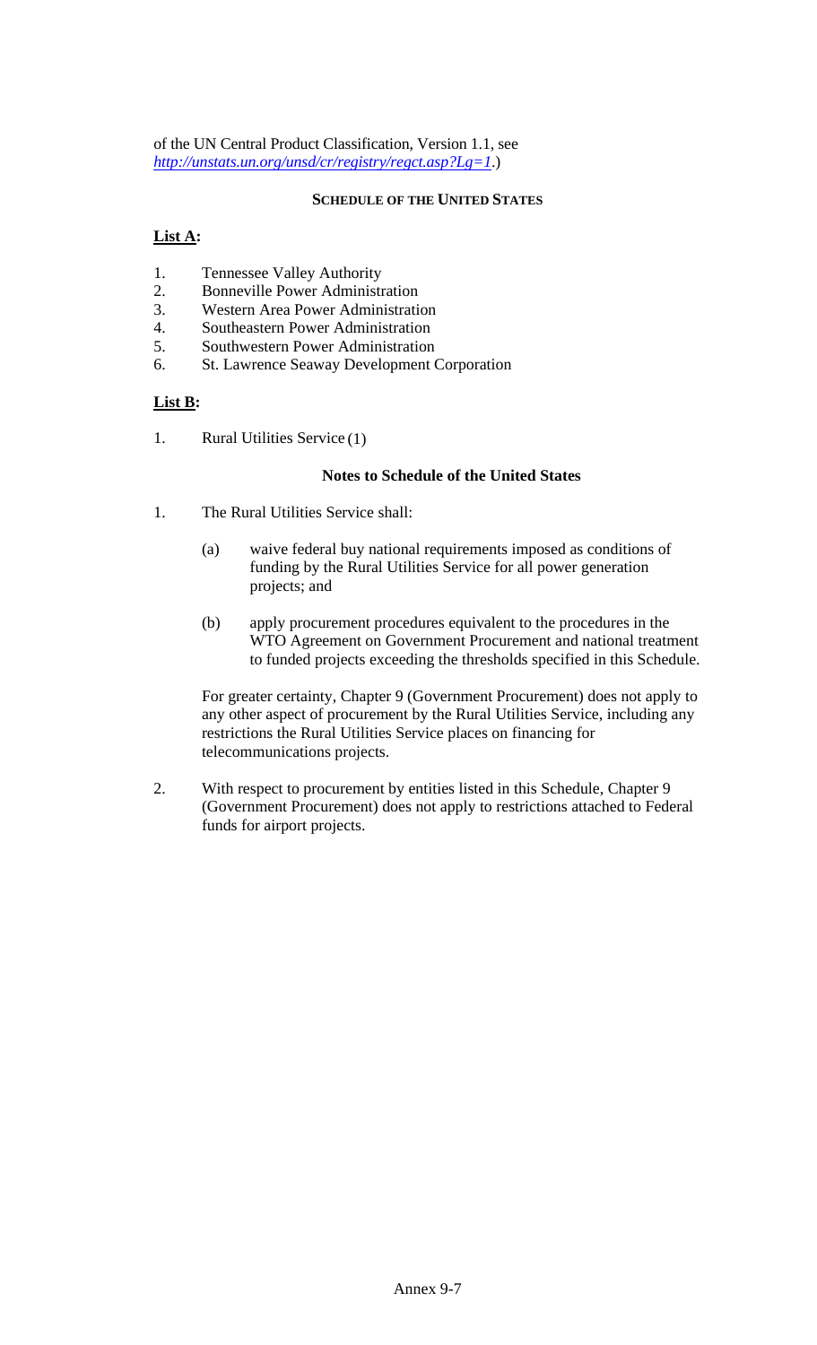of the UN Central Product Classification, Version 1.1, see *http://unstats.un.org/unsd/cr/registry/regct.asp?Lg=1*.)

## SCHEDULE OF THE UNITED STATES

**List A:**

1. Tennessee Valley Authority
2. Bonneville Power Administration
3. Western Area Power Administration
4. Southeastern Power Administration
5. Southwestern Power Administration
6. St. Lawrence Seaway Development Corporation

**List B:**

1. Rural Utilities Service (1)

### Notes to Schedule of the United States

1. The Rural Utilities Service shall:

   (a) waive federal buy national requirements imposed as conditions of funding by the Rural Utilities Service for all power generation projects; and

   (b) apply procurement procedures equivalent to the procedures in the WTO Agreement on Government Procurement and national treatment to funded projects exceeding the thresholds specified in this Schedule.

   For greater certainty, Chapter 9 (Government Procurement) does not apply to any other aspect of procurement by the Rural Utilities Service, including any restrictions the Rural Utilities Service places on financing for telecommunications projects.

2. With respect to procurement by entities listed in this Schedule, Chapter 9 (Government Procurement) does not apply to restrictions attached to Federal funds for airport projects.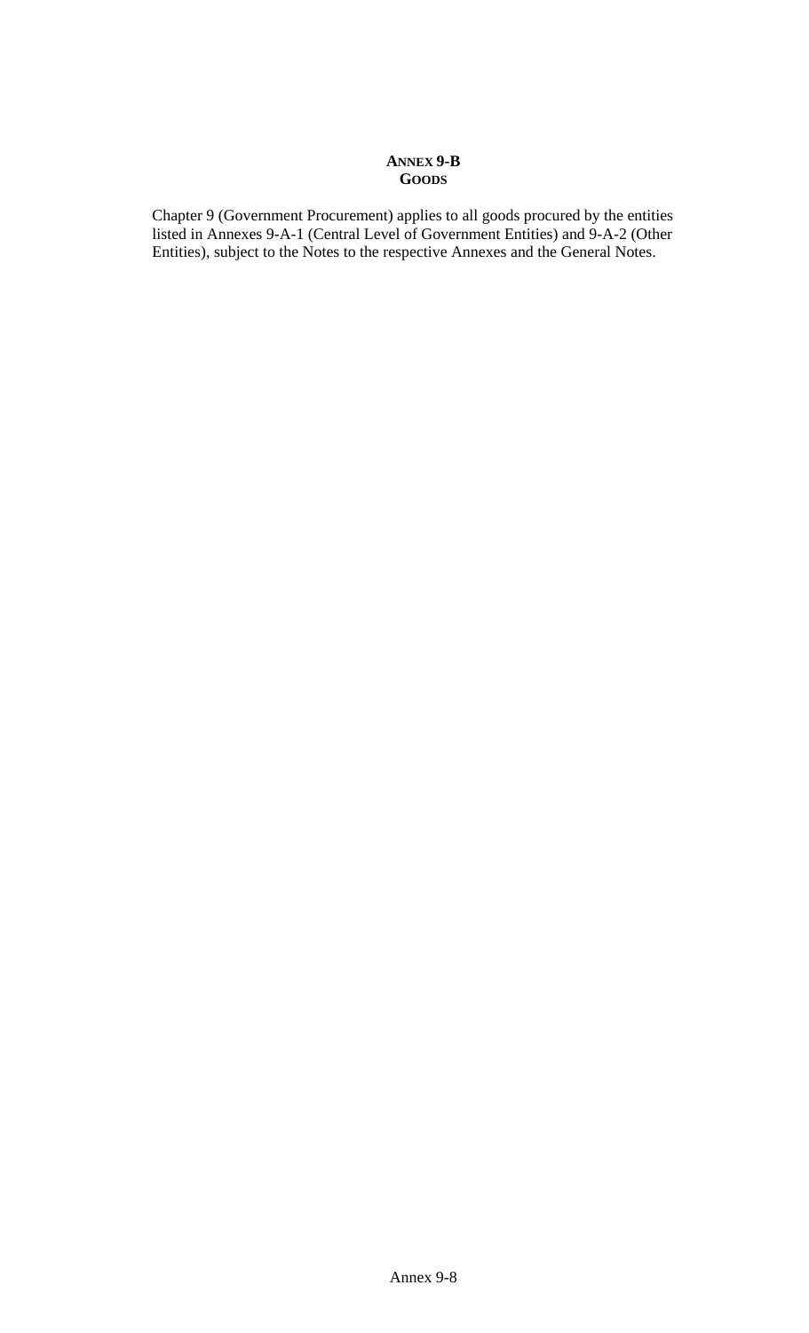# ANNEX 9-B
## GOODS

Chapter 9 (Government Procurement) applies to all goods procured by the entities listed in Annexes 9-A-1 (Central Level of Government Entities) and 9-A-2 (Other Entities), subject to the Notes to the respective Annexes and the General Notes.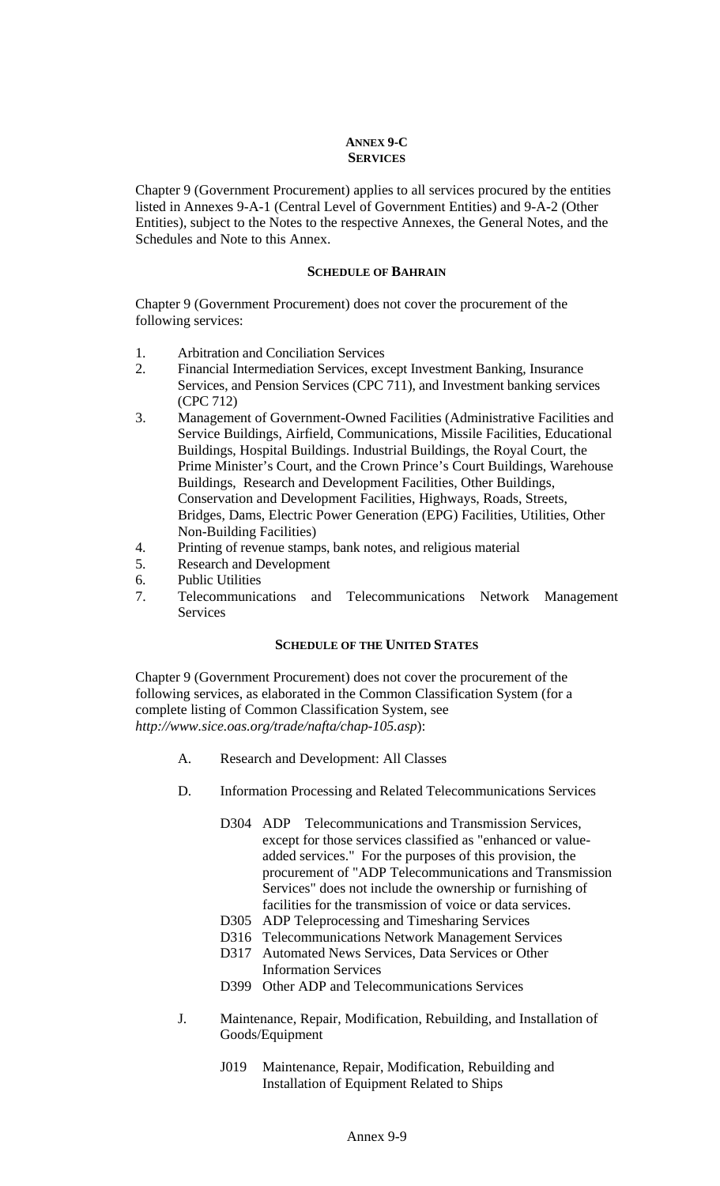# ANNEX 9-C
## SERVICES

Chapter 9 (Government Procurement) applies to all services procured by the entities listed in Annexes 9-A-1 (Central Level of Government Entities) and 9-A-2 (Other Entities), subject to the Notes to the respective Annexes, the General Notes, and the Schedules and Note to this Annex.

### SCHEDULE OF BAHRAIN

Chapter 9 (Government Procurement) does not cover the procurement of the following services:

1. Arbitration and Conciliation Services
2. Financial Intermediation Services, except Investment Banking, Insurance Services, and Pension Services (CPC 711), and Investment banking services (CPC 712)
3. Management of Government-Owned Facilities (Administrative Facilities and Service Buildings, Airfield, Communications, Missile Facilities, Educational Buildings, Hospital Buildings. Industrial Buildings, the Royal Court, the Prime Minister's Court, and the Crown Prince's Court Buildings, Warehouse Buildings, Research and Development Facilities, Other Buildings, Conservation and Development Facilities, Highways, Roads, Streets, Bridges, Dams, Electric Power Generation (EPG) Facilities, Utilities, Other Non-Building Facilities)
4. Printing of revenue stamps, bank notes, and religious material
5. Research and Development
6. Public Utilities
7. Telecommunications and Telecommunications Network Management Services

### SCHEDULE OF THE UNITED STATES

Chapter 9 (Government Procurement) does not cover the procurement of the following services, as elaborated in the Common Classification System (for a complete listing of Common Classification System, see *http://www.sice.oas.org/trade/nafta/chap-105.asp*):

A. Research and Development: All Classes

D. Information Processing and Related Telecommunications Services

- D304 ADP Telecommunications and Transmission Services, except for those services classified as "enhanced or value-added services." For the purposes of this provision, the procurement of "ADP Telecommunications and Transmission Services" does not include the ownership or furnishing of facilities for the transmission of voice or data services.
- D305 ADP Teleprocessing and Timesharing Services
- D316 Telecommunications Network Management Services
- D317 Automated News Services, Data Services or Other Information Services
- D399 Other ADP and Telecommunications Services

J. Maintenance, Repair, Modification, Rebuilding, and Installation of Goods/Equipment

- J019 Maintenance, Repair, Modification, Rebuilding and Installation of Equipment Related to Ships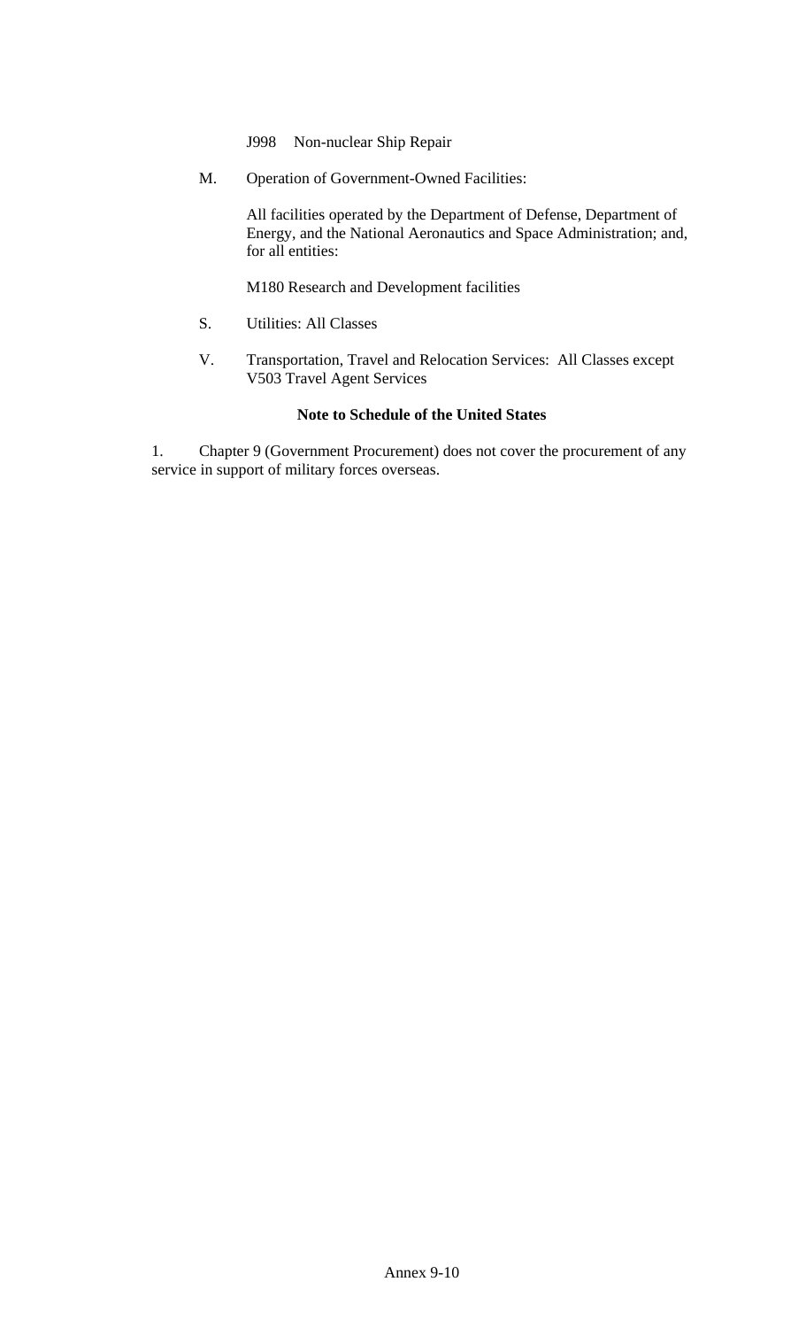J998 Non-nuclear Ship Repair

M. Operation of Government-Owned Facilities:

All facilities operated by the Department of Defense, Department of Energy, and the National Aeronautics and Space Administration; and, for all entities:

M180 Research and Development facilities

S. Utilities: All Classes

V. Transportation, Travel and Relocation Services: All Classes except V503 Travel Agent Services

**Note to Schedule of the United States**

1. Chapter 9 (Government Procurement) does not cover the procurement of any service in support of military forces overseas.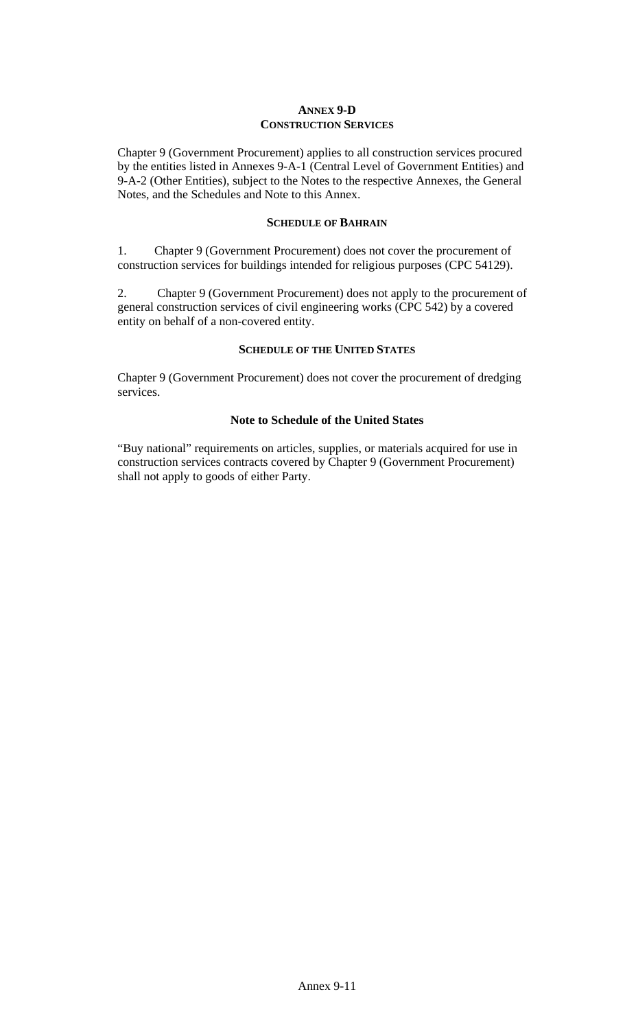# ANNEX 9-D
## CONSTRUCTION SERVICES

Chapter 9 (Government Procurement) applies to all construction services procured by the entities listed in Annexes 9-A-1 (Central Level of Government Entities) and 9-A-2 (Other Entities), subject to the Notes to the respective Annexes, the General Notes, and the Schedules and Note to this Annex.

### SCHEDULE OF BAHRAIN

1. Chapter 9 (Government Procurement) does not cover the procurement of construction services for buildings intended for religious purposes (CPC 54129).

2. Chapter 9 (Government Procurement) does not apply to the procurement of general construction services of civil engineering works (CPC 542) by a covered entity on behalf of a non-covered entity.

### SCHEDULE OF THE UNITED STATES

Chapter 9 (Government Procurement) does not cover the procurement of dredging services.

### Note to Schedule of the United States

"Buy national" requirements on articles, supplies, or materials acquired for use in construction services contracts covered by Chapter 9 (Government Procurement) shall not apply to goods of either Party.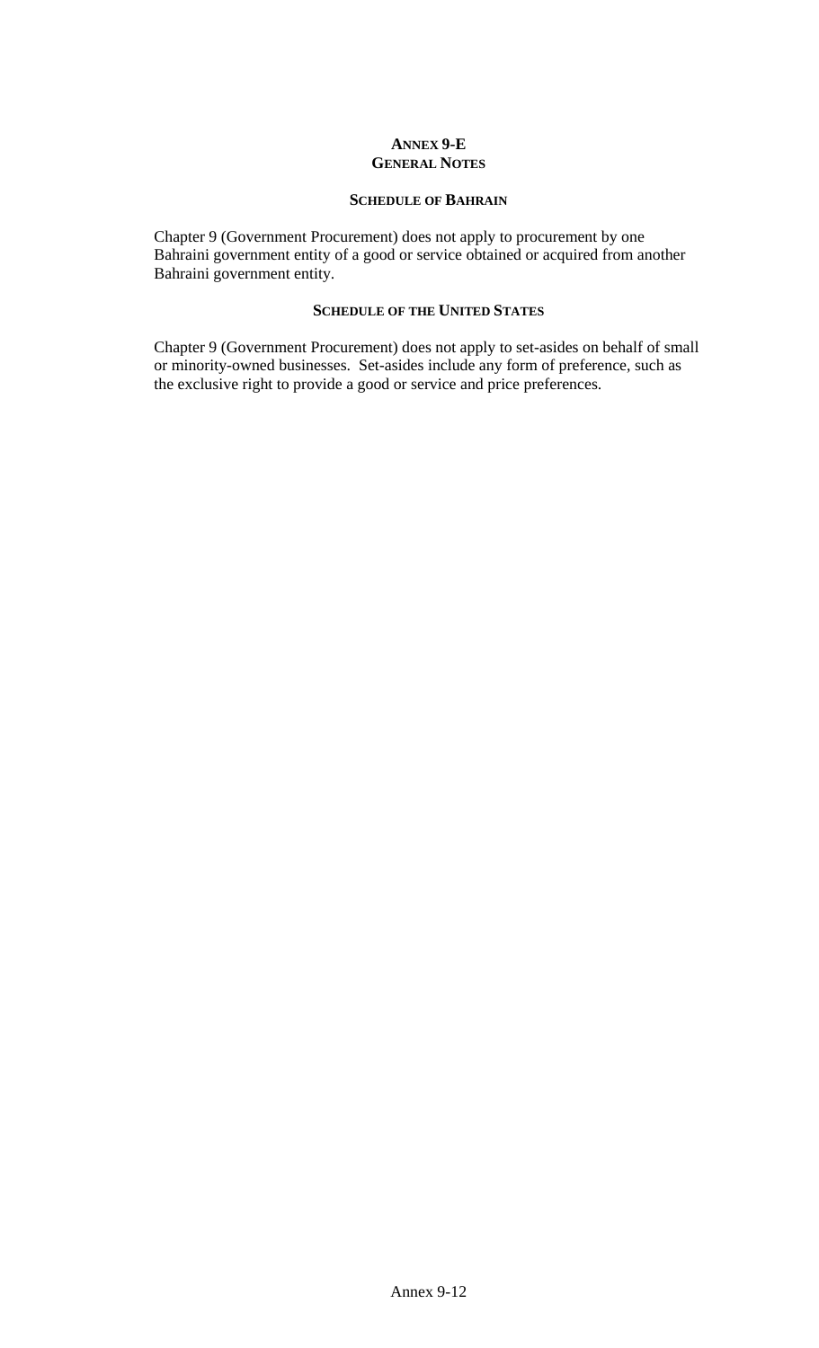# ANNEX 9-E
# GENERAL NOTES

## SCHEDULE OF BAHRAIN

Chapter 9 (Government Procurement) does not apply to procurement by one Bahraini government entity of a good or service obtained or acquired from another Bahraini government entity.

## SCHEDULE OF THE UNITED STATES

Chapter 9 (Government Procurement) does not apply to set-asides on behalf of small or minority-owned businesses. Set-asides include any form of preference, such as the exclusive right to provide a good or service and price preferences.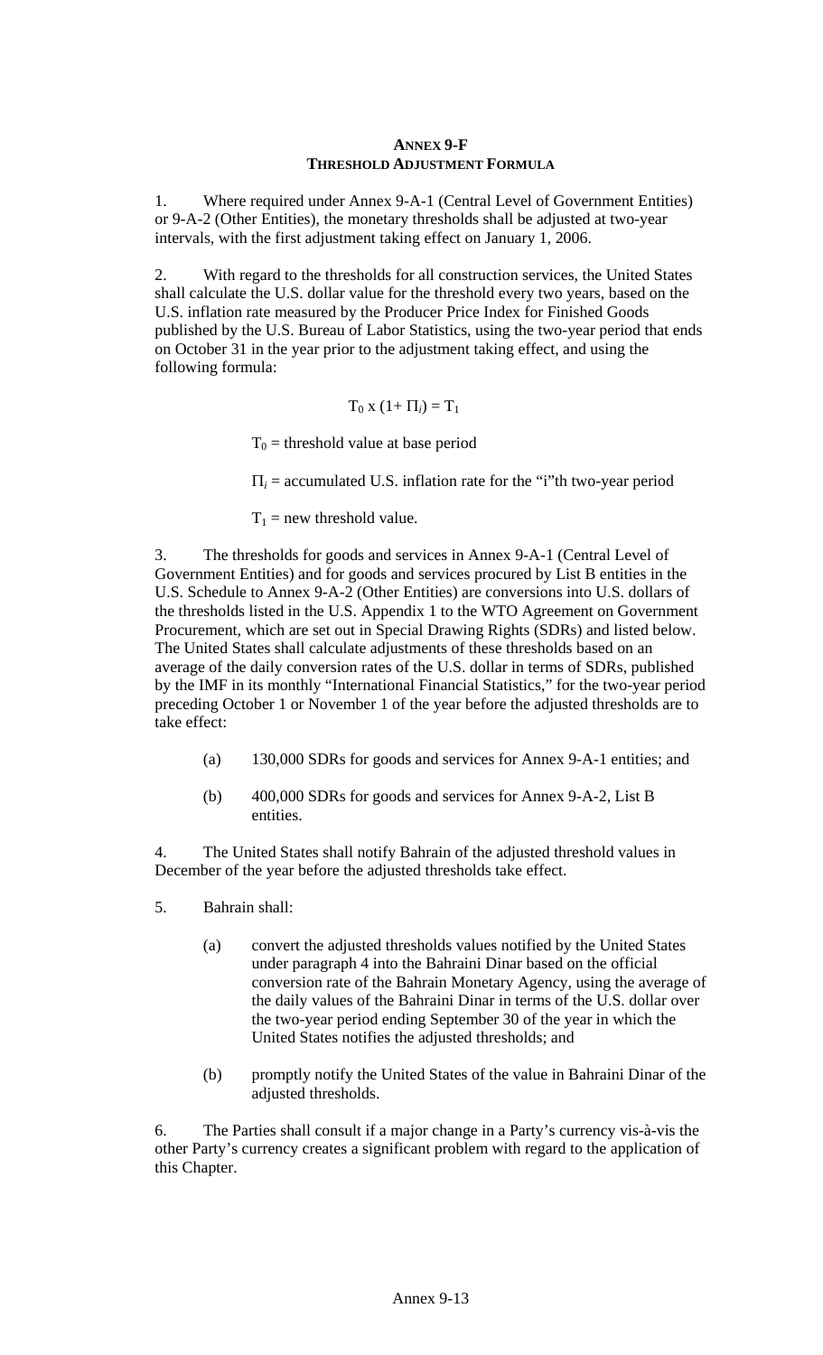# ANNEX 9-F
## THRESHOLD ADJUSTMENT FORMULA

1. Where required under Annex 9-A-1 (Central Level of Government Entities) or 9-A-2 (Other Entities), the monetary thresholds shall be adjusted at two-year intervals, with the first adjustment taking effect on January 1, 2006.

2. With regard to the thresholds for all construction services, the United States shall calculate the U.S. dollar value for the threshold every two years, based on the U.S. inflation rate measured by the Producer Price Index for Finished Goods published by the U.S. Bureau of Labor Statistics, using the two-year period that ends on October 31 in the year prior to the adjustment taking effect, and using the following formula:

$$T_0 \text{ x } (1+ \Pi_i) = T_1$$

$T_0$ = threshold value at base period

$\Pi_i$ = accumulated U.S. inflation rate for the "i"th two-year period

$T_1$ = new threshold value.

3. The thresholds for goods and services in Annex 9-A-1 (Central Level of Government Entities) and for goods and services procured by List B entities in the U.S. Schedule to Annex 9-A-2 (Other Entities) are conversions into U.S. dollars of the thresholds listed in the U.S. Appendix 1 to the WTO Agreement on Government Procurement, which are set out in Special Drawing Rights (SDRs) and listed below. The United States shall calculate adjustments of these thresholds based on an average of the daily conversion rates of the U.S. dollar in terms of SDRs, published by the IMF in its monthly "International Financial Statistics," for the two-year period preceding October 1 or November 1 of the year before the adjusted thresholds are to take effect:

(a) 130,000 SDRs for goods and services for Annex 9-A-1 entities; and

(b) 400,000 SDRs for goods and services for Annex 9-A-2, List B entities.

4. The United States shall notify Bahrain of the adjusted threshold values in December of the year before the adjusted thresholds take effect.

5. Bahrain shall:

(a) convert the adjusted thresholds values notified by the United States under paragraph 4 into the Bahraini Dinar based on the official conversion rate of the Bahrain Monetary Agency, using the average of the daily values of the Bahraini Dinar in terms of the U.S. dollar over the two-year period ending September 30 of the year in which the United States notifies the adjusted thresholds; and

(b) promptly notify the United States of the value in Bahraini Dinar of the adjusted thresholds.

6. The Parties shall consult if a major change in a Party's currency vis-à-vis the other Party's currency creates a significant problem with regard to the application of this Chapter.